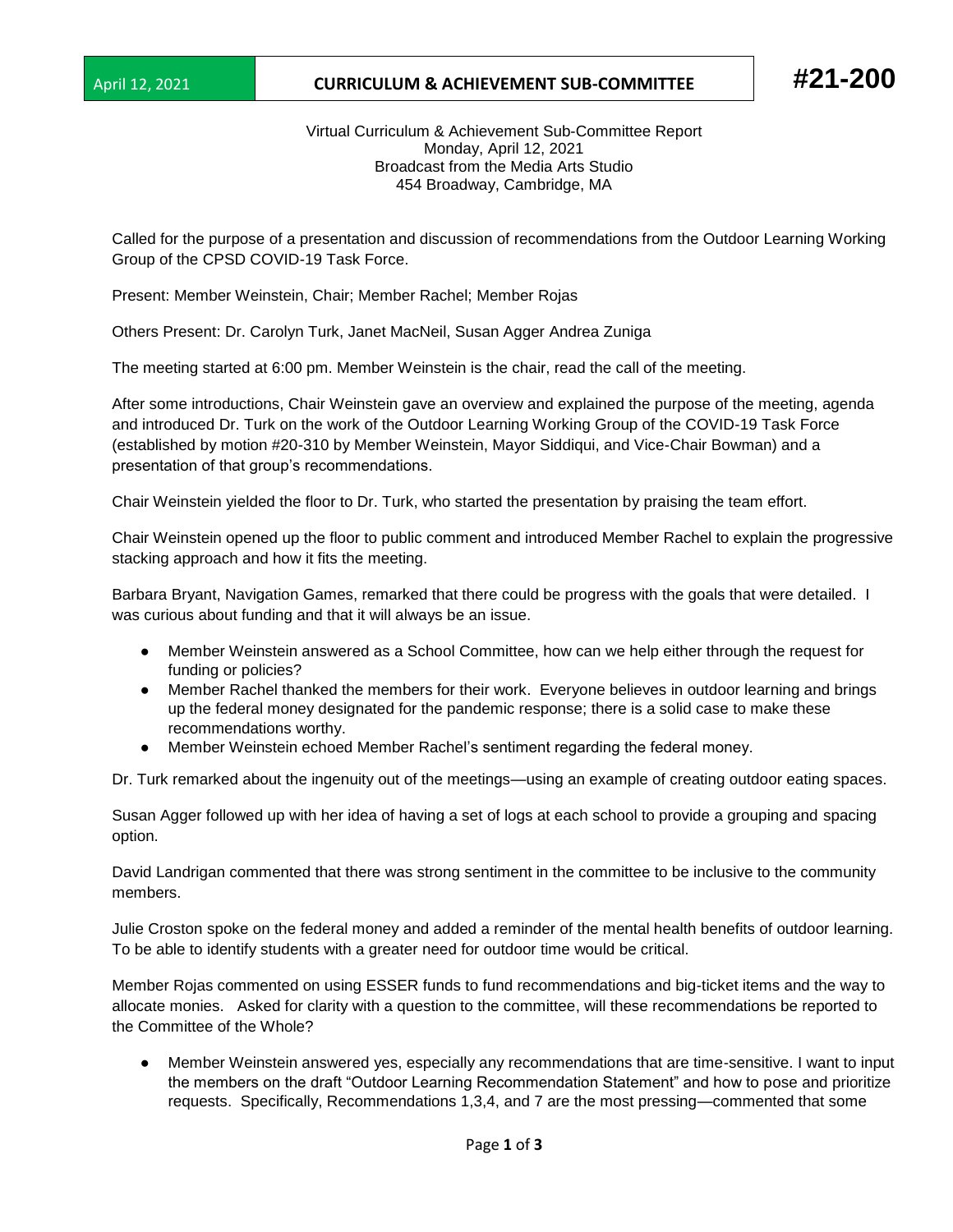April 12, 2021 | **CURRICULUM & ACHIEVEMENT SUB-COMMITTEE** | **#21-200**

Virtual Curriculum & Achievement Sub-Committee Report
Monday, April 12, 2021
Broadcast from the Media Arts Studio
454 Broadway, Cambridge, MA

Called for the purpose of a presentation and discussion of recommendations from the Outdoor Learning Working Group of the CPSD COVID-19 Task Force.

Present: Member Weinstein, Chair; Member Rachel; Member Rojas

Others Present: Dr. Carolyn Turk, Janet MacNeil, Susan Agger Andrea Zuniga

The meeting started at 6:00 pm. Member Weinstein is the chair, read the call of the meeting.

After some introductions, Chair Weinstein gave an overview and explained the purpose of the meeting, agenda and introduced Dr. Turk on the work of the Outdoor Learning Working Group of the COVID-19 Task Force (established by motion #20-310 by Member Weinstein, Mayor Siddiqui, and Vice-Chair Bowman) and a presentation of that group's recommendations.

Chair Weinstein yielded the floor to Dr. Turk, who started the presentation by praising the team effort.

Chair Weinstein opened up the floor to public comment and introduced Member Rachel to explain the progressive stacking approach and how it fits the meeting.

Barbara Bryant, Navigation Games, remarked that there could be progress with the goals that were detailed. I was curious about funding and that it will always be an issue.

- Member Weinstein answered as a School Committee, how can we help either through the request for funding or policies?
- Member Rachel thanked the members for their work. Everyone believes in outdoor learning and brings up the federal money designated for the pandemic response; there is a solid case to make these recommendations worthy.
- Member Weinstein echoed Member Rachel's sentiment regarding the federal money.

Dr. Turk remarked about the ingenuity out of the meetings—using an example of creating outdoor eating spaces.

Susan Agger followed up with her idea of having a set of logs at each school to provide a grouping and spacing option.

David Landrigan commented that there was strong sentiment in the committee to be inclusive to the community members.

Julie Croston spoke on the federal money and added a reminder of the mental health benefits of outdoor learning. To be able to identify students with a greater need for outdoor time would be critical.

Member Rojas commented on using ESSER funds to fund recommendations and big-ticket items and the way to allocate monies. Asked for clarity with a question to the committee, will these recommendations be reported to the Committee of the Whole?

- Member Weinstein answered yes, especially any recommendations that are time-sensitive. I want to input the members on the draft "Outdoor Learning Recommendation Statement" and how to pose and prioritize requests. Specifically, Recommendations 1,3,4, and 7 are the most pressing—commented that some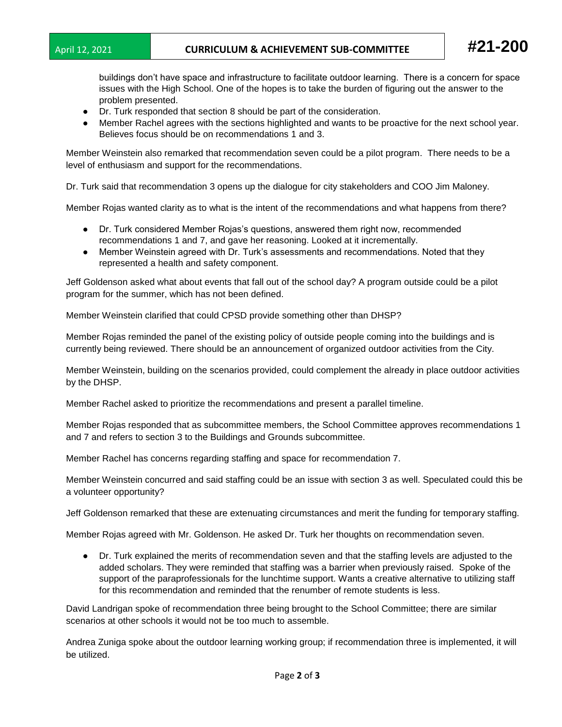buildings don't have space and infrastructure to facilitate outdoor learning. There is a concern for space issues with the High School. One of the hopes is to take the burden of figuring out the answer to the problem presented.

- Dr. Turk responded that section 8 should be part of the consideration.
- Member Rachel agrees with the sections highlighted and wants to be proactive for the next school year. Believes focus should be on recommendations 1 and 3.

Member Weinstein also remarked that recommendation seven could be a pilot program. There needs to be a level of enthusiasm and support for the recommendations.

Dr. Turk said that recommendation 3 opens up the dialogue for city stakeholders and COO Jim Maloney.

Member Rojas wanted clarity as to what is the intent of the recommendations and what happens from there?

- Dr. Turk considered Member Rojas's questions, answered them right now, recommended recommendations 1 and 7, and gave her reasoning. Looked at it incrementally.
- Member Weinstein agreed with Dr. Turk's assessments and recommendations. Noted that they represented a health and safety component.

Jeff Goldenson asked what about events that fall out of the school day? A program outside could be a pilot program for the summer, which has not been defined.

Member Weinstein clarified that could CPSD provide something other than DHSP?

Member Rojas reminded the panel of the existing policy of outside people coming into the buildings and is currently being reviewed. There should be an announcement of organized outdoor activities from the City.

Member Weinstein, building on the scenarios provided, could complement the already in place outdoor activities by the DHSP.

Member Rachel asked to prioritize the recommendations and present a parallel timeline.

Member Rojas responded that as subcommittee members, the School Committee approves recommendations 1 and 7 and refers to section 3 to the Buildings and Grounds subcommittee.

Member Rachel has concerns regarding staffing and space for recommendation 7.

Member Weinstein concurred and said staffing could be an issue with section 3 as well. Speculated could this be a volunteer opportunity?

Jeff Goldenson remarked that these are extenuating circumstances and merit the funding for temporary staffing.

Member Rojas agreed with Mr. Goldenson. He asked Dr. Turk her thoughts on recommendation seven.

- Dr. Turk explained the merits of recommendation seven and that the staffing levels are adjusted to the added scholars. They were reminded that staffing was a barrier when previously raised. Spoke of the support of the paraprofessionals for the lunchtime support. Wants a creative alternative to utilizing staff for this recommendation and reminded that the renumber of remote students is less.

David Landrigan spoke of recommendation three being brought to the School Committee; there are similar scenarios at other schools it would not be too much to assemble.

Andrea Zuniga spoke about the outdoor learning working group; if recommendation three is implemented, it will be utilized.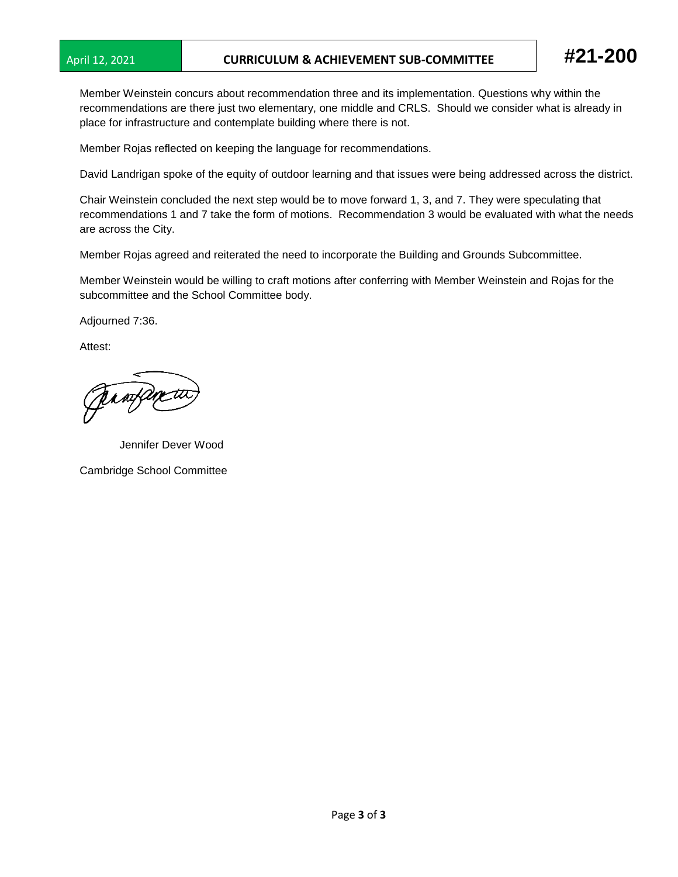Member Weinstein concurs about recommendation three and its implementation. Questions why within the recommendations are there just two elementary, one middle and CRLS. Should we consider what is already in place for infrastructure and contemplate building where there is not.

Member Rojas reflected on keeping the language for recommendations.

David Landrigan spoke of the equity of outdoor learning and that issues were being addressed across the district.

Chair Weinstein concluded the next step would be to move forward 1, 3, and 7. They were speculating that recommendations 1 and 7 take the form of motions. Recommendation 3 would be evaluated with what the needs are across the City.

Member Rojas agreed and reiterated the need to incorporate the Building and Grounds Subcommittee.

Member Weinstein would be willing to craft motions after conferring with Member Weinstein and Rojas for the subcommittee and the School Committee body.

Adjourned 7:36.

Attest:

Jennifer Dever Wood

Cambridge School Committee